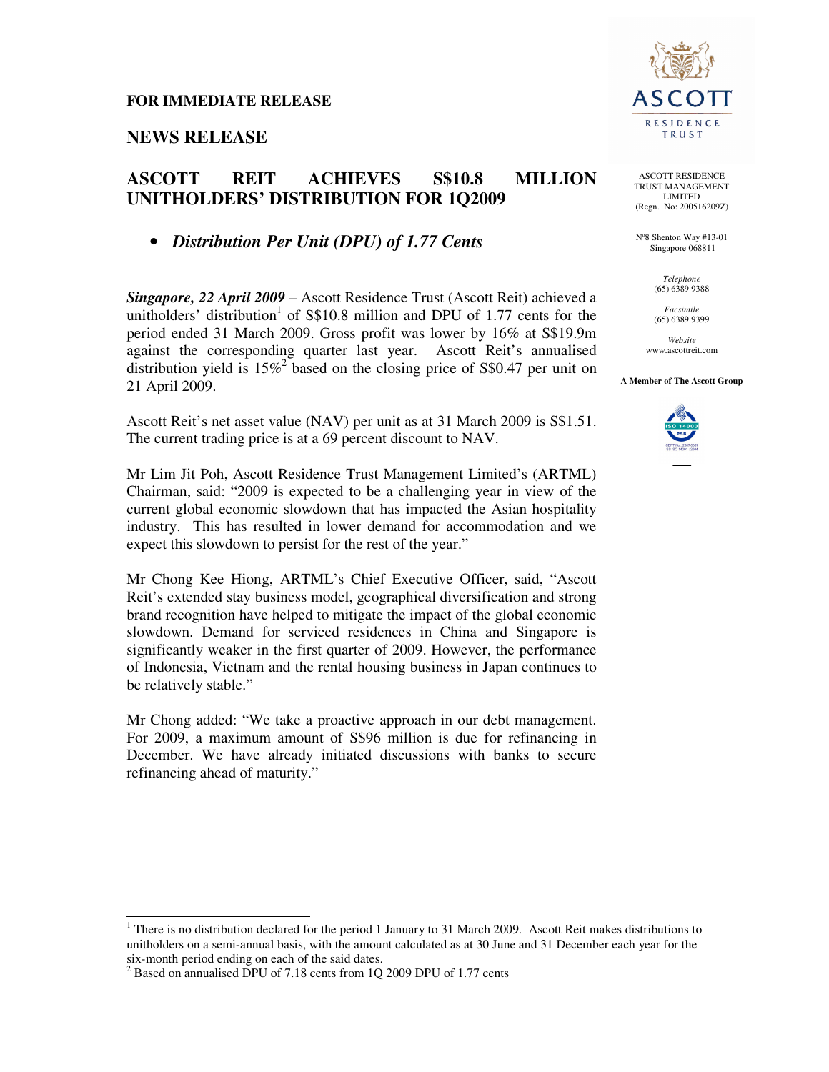**FOR IMMEDIATE RELEASE**

## NEWS RELEASE

ASCOTT RESIDENCE TRUST MANAGEMENT LIMITED
(Regn. No: 200516209Z)

N°8 Shenton Way #13-01
Singapore 068811

*Telephone*
(65) 6389 9388

*Facsimile*
(65) 6389 9399

*Website*
www.ascottreit.com

**A Member of The Ascott Group**

# ASCOTT REIT ACHIEVES S$10.8 MILLION UNITHOLDERS' DISTRIBUTION FOR 1Q2009

- ***Distribution Per Unit (DPU) of 1.77 Cents***

***Singapore, 22 April 2009*** – Ascott Residence Trust (Ascott Reit) achieved a unitholders' distribution[1] of S$10.8 million and DPU of 1.77 cents for the period ended 31 March 2009. Gross profit was lower by 16% at S$19.9m against the corresponding quarter last year. Ascott Reit's annualised distribution yield is 15%[2] based on the closing price of S$0.47 per unit on 21 April 2009.

Ascott Reit's net asset value (NAV) per unit as at 31 March 2009 is S$1.51. The current trading price is at a 69 percent discount to NAV.

Mr Lim Jit Poh, Ascott Residence Trust Management Limited's (ARTML) Chairman, said: "2009 is expected to be a challenging year in view of the current global economic slowdown that has impacted the Asian hospitality industry. This has resulted in lower demand for accommodation and we expect this slowdown to persist for the rest of the year."

Mr Chong Kee Hiong, ARTML's Chief Executive Officer, said, "Ascott Reit's extended stay business model, geographical diversification and strong brand recognition have helped to mitigate the impact of the global economic slowdown. Demand for serviced residences in China and Singapore is significantly weaker in the first quarter of 2009. However, the performance of Indonesia, Vietnam and the rental housing business in Japan continues to be relatively stable."

Mr Chong added: "We take a proactive approach in our debt management. For 2009, a maximum amount of S$96 million is due for refinancing in December. We have already initiated discussions with banks to secure refinancing ahead of maturity."

---

[1] There is no distribution declared for the period 1 January to 31 March 2009. Ascott Reit makes distributions to unitholders on a semi-annual basis, with the amount calculated as at 30 June and 31 December each year for the six-month period ending on each of the said dates.

[2] Based on annualised DPU of 7.18 cents from 1Q 2009 DPU of 1.77 cents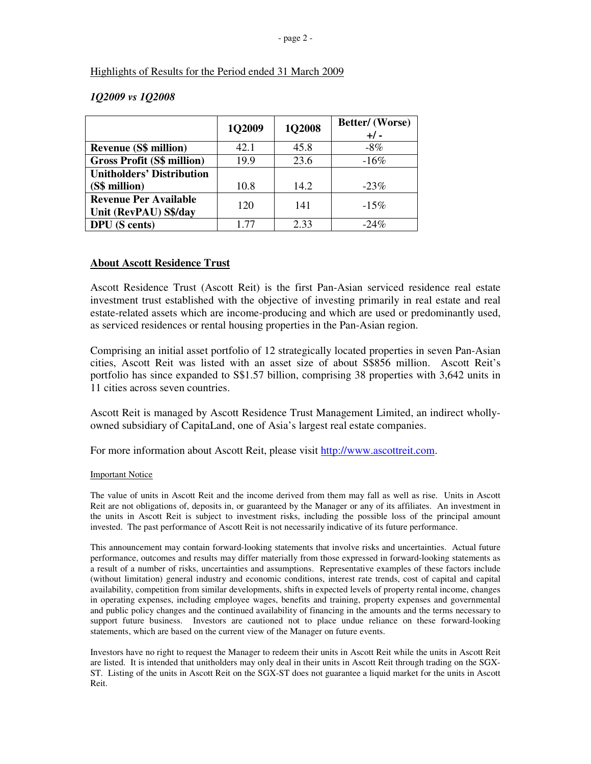Highlights of Results for the Period ended 31 March 2009

*1Q2009 vs 1Q2008*

| | 1Q2009 | 1Q2008 | Better/ (Worse) +/ - |
|---|---|---|---|
| **Revenue (S$ million)** | 42.1 | 45.8 | -8% |
| **Gross Profit (S$ million)** | 19.9 | 23.6 | -16% |
| **Unitholders' Distribution (S$ million)** | 10.8 | 14.2 | -23% |
| **Revenue Per Available Unit (RevPAU) S$/day** | 120 | 141 | -15% |
| **DPU (S cents)** | 1.77 | 2.33 | -24% |

## About Ascott Residence Trust

Ascott Residence Trust (Ascott Reit) is the first Pan-Asian serviced residence real estate investment trust established with the objective of investing primarily in real estate and real estate-related assets which are income-producing and which are used or predominantly used, as serviced residences or rental housing properties in the Pan-Asian region.

Comprising an initial asset portfolio of 12 strategically located properties in seven Pan-Asian cities, Ascott Reit was listed with an asset size of about S$856 million. Ascott Reit's portfolio has since expanded to S$1.57 billion, comprising 38 properties with 3,642 units in 11 cities across seven countries.

Ascott Reit is managed by Ascott Residence Trust Management Limited, an indirect wholly-owned subsidiary of CapitaLand, one of Asia's largest real estate companies.

For more information about Ascott Reit, please visit http://www.ascottreit.com.

Important Notice

The value of units in Ascott Reit and the income derived from them may fall as well as rise. Units in Ascott Reit are not obligations of, deposits in, or guaranteed by the Manager or any of its affiliates. An investment in the units in Ascott Reit is subject to investment risks, including the possible loss of the principal amount invested. The past performance of Ascott Reit is not necessarily indicative of its future performance.

This announcement may contain forward-looking statements that involve risks and uncertainties. Actual future performance, outcomes and results may differ materially from those expressed in forward-looking statements as a result of a number of risks, uncertainties and assumptions. Representative examples of these factors include (without limitation) general industry and economic conditions, interest rate trends, cost of capital and capital availability, competition from similar developments, shifts in expected levels of property rental income, changes in operating expenses, including employee wages, benefits and training, property expenses and governmental and public policy changes and the continued availability of financing in the amounts and the terms necessary to support future business. Investors are cautioned not to place undue reliance on these forward-looking statements, which are based on the current view of the Manager on future events.

Investors have no right to request the Manager to redeem their units in Ascott Reit while the units in Ascott Reit are listed. It is intended that unitholders may only deal in their units in Ascott Reit through trading on the SGX-ST. Listing of the units in Ascott Reit on the SGX-ST does not guarantee a liquid market for the units in Ascott Reit.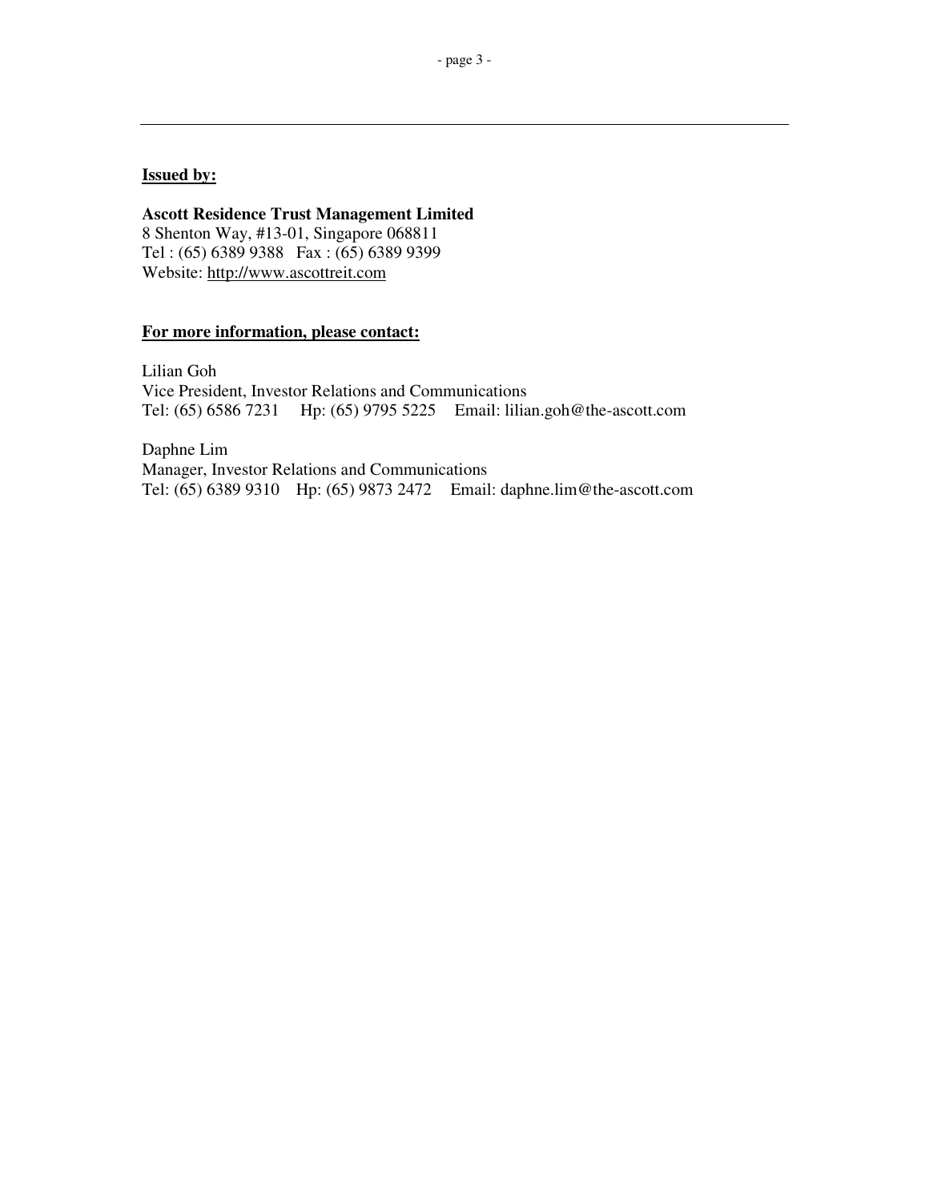**Issued by:**

**Ascott Residence Trust Management Limited**
8 Shenton Way, #13-01, Singapore 068811
Tel : (65) 6389 9388 Fax : (65) 6389 9399
Website: http://www.ascottreit.com

**For more information, please contact:**

Lilian Goh
Vice President, Investor Relations and Communications
Tel: (65) 6586 7231 Hp: (65) 9795 5225 Email: lilian.goh@the-ascott.com

Daphne Lim
Manager, Investor Relations and Communications
Tel: (65) 6389 9310 Hp: (65) 9873 2472 Email: daphne.lim@the-ascott.com